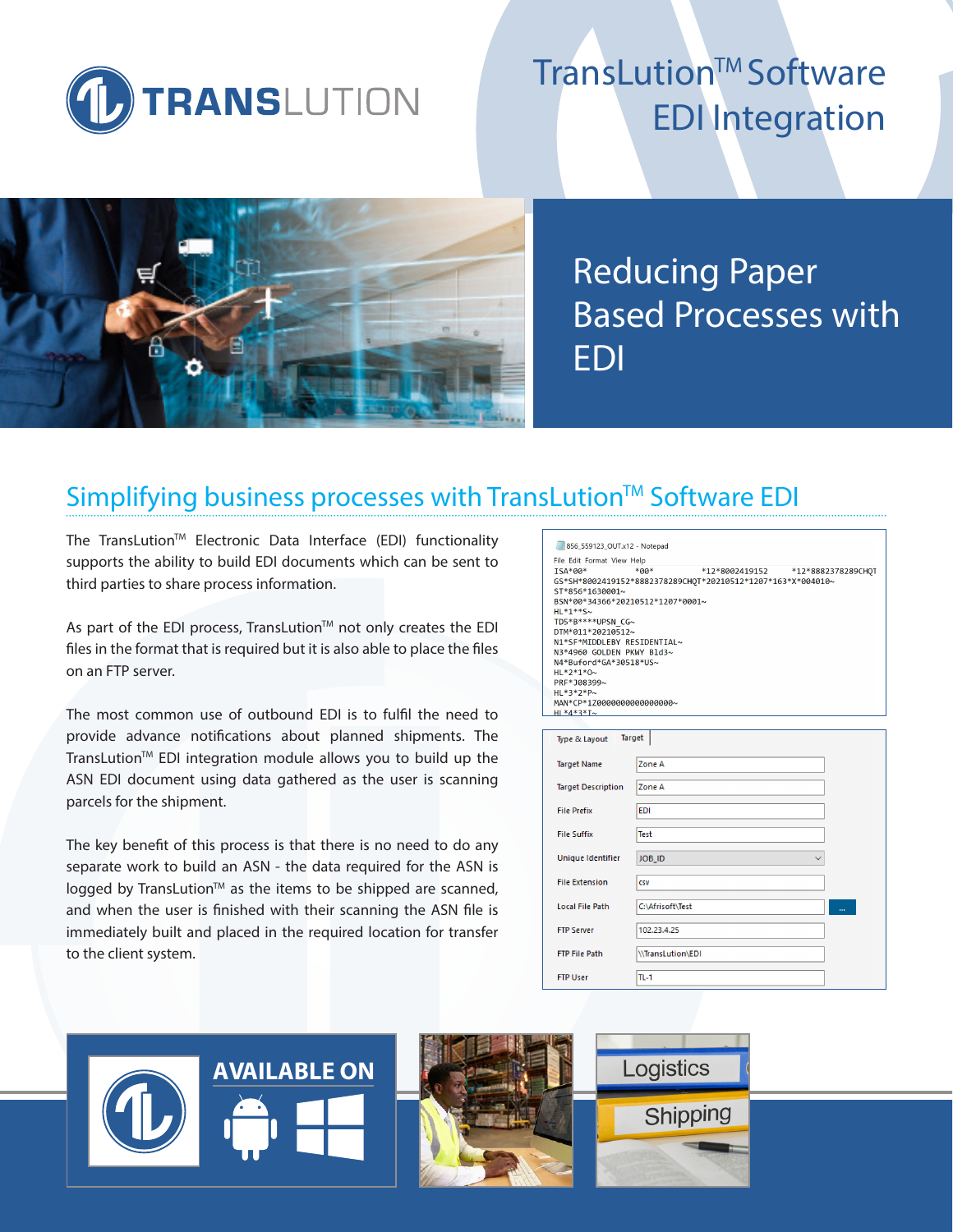# TransLution™ Software EDI Integration

## Reducing Paper Based Processes with EDI

## Simplifying business processes with TransLution™ Software EDI

The TransLution™ Electronic Data Interface (EDI) functionality supports the ability to build EDI documents which can be sent to third parties to share process information.

As part of the EDI process, TransLution™ not only creates the EDI files in the format that is required but it is also able to place the files on an FTP server.

The most common use of outbound EDI is to fulfil the need to provide advance notifications about planned shipments. The TransLution™ EDI integration module allows you to build up the ASN EDI document using data gathered as the user is scanning parcels for the shipment.

The key benefit of this process is that there is no need to do any separate work to build an ASN - the data required for the ASN is logged by TransLution™ as the items to be shipped are scanned, and when the user is finished with their scanning the ASN file is immediately built and placed in the required location for transfer to the client system.

```
856_559123_OUT.x12 - Notepad
File  Edit  Format  View  Help
ISA*00*          *00*          *12*8002419152     *12*8882378289CHQT
GS*SH*8002419152*8882378289CHQT*20210512*1207*163*X*004010~
ST*856*1630001~
BSN*00*34366*20210512*1207*0001~
HL*1**S~
TD5*B****UPSN_CG~
DTM*011*20210512~
N1*SF*MIDDLEBY RESIDENTIAL~
N3*4960 GOLDEN PKWY Bld3~
N4*Buford*GA*30518*US~
HL*2*1*O~
PRF*J08399~
HL*3*2*P~
MAN*CP*1Z0000000000000000~
HL*4*3*I~
```

| Type & Layout | Target |
|---|---|
| Target Name | Zone A |
| Target Description | Zone A |
| File Prefix | EDI |
| File Suffix | Test |
| Unique Identifier | JOB_ID |
| File Extension | csv |
| Local File Path | C:\Afrisoft\Test |
| FTP Server | 102.23.4.25 |
| FTP File Path | \\TransLution\EDI |
| FTP User | TL-1 |

AVAILABLE ON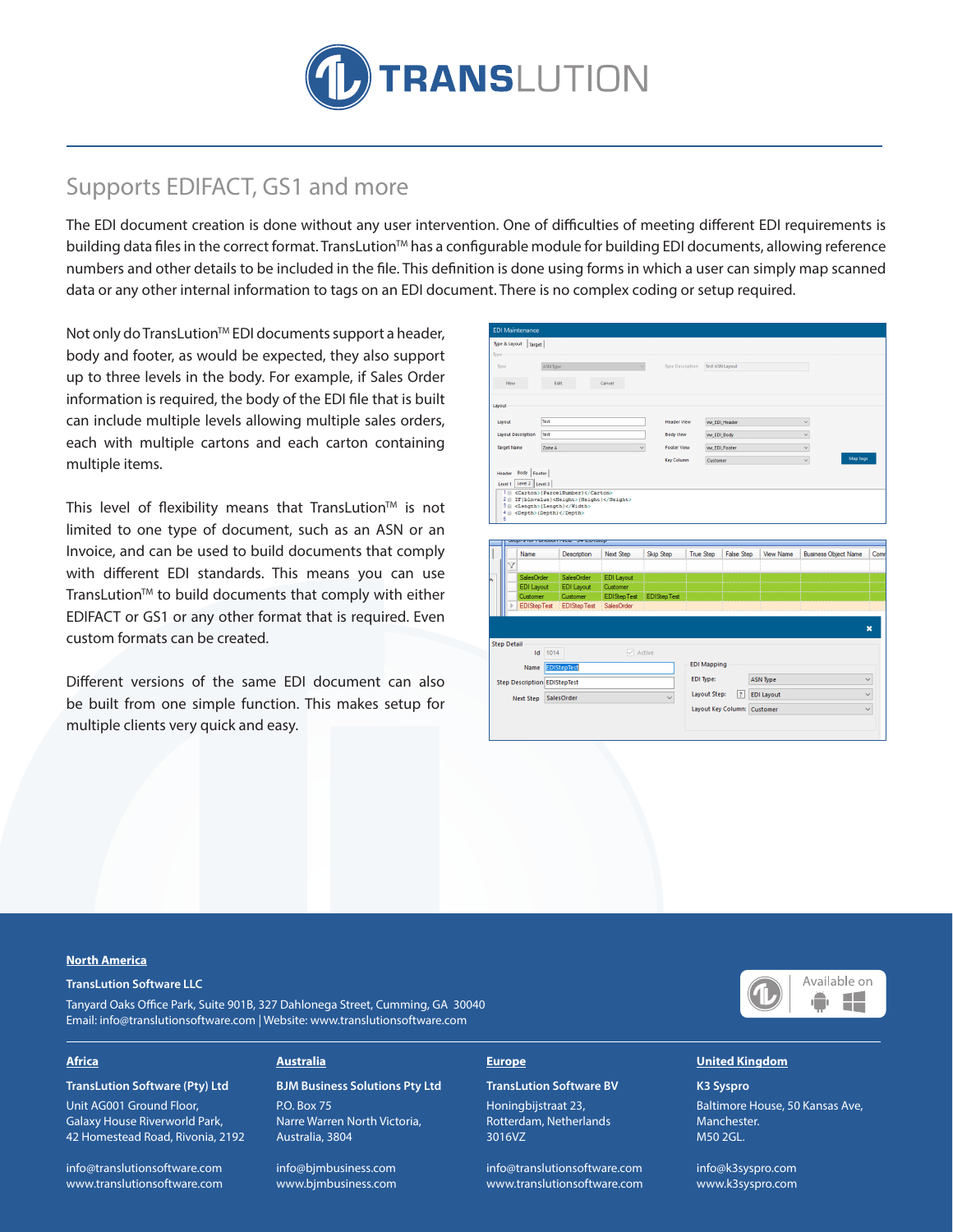## Supports EDIFACT, GS1 and more

The EDI document creation is done without any user intervention. One of difficulties of meeting different EDI requirements is building data files in the correct format. TransLution™ has a configurable module for building EDI documents, allowing reference numbers and other details to be included in the file. This definition is done using forms in which a user can simply map scanned data or any other internal information to tags on an EDI document. There is no complex coding or setup required.

Not only do TransLution™ EDI documents support a header, body and footer, as would be expected, they also support up to three levels in the body. For example, if Sales Order information is required, the body of the EDI file that is built can include multiple levels allowing multiple sales orders, each with multiple cartons and each carton containing multiple items.

This level of flexibility means that TransLution™ is not limited to one type of document, such as an ASN or an Invoice, and can be used to build documents that comply with different EDI standards. This means you can use TransLution™ to build documents that comply with either EDIFACT or GS1 or any other format that is required. Even custom formats can be created.

Different versions of the same EDI document can also be built from one simple function. This makes setup for multiple clients very quick and easy.

**North America**

**TransLution Software LLC**

Tanyard Oaks Office Park, Suite 901B, 327 Dahlonega Street, Cumming, GA 30040
Email: info@translutionsoftware.com | Website: www.translutionsoftware.com

Available on

**Africa**

**TransLution Software (Pty) Ltd**

Unit AG001 Ground Floor,
Galaxy House Riverworld Park,
42 Homestead Road, Rivonia, 2192

info@translutionsoftware.com
www.translutionsoftware.com

**Australia**

**BJM Business Solutions Pty Ltd**

P.O. Box 75
Narre Warren North Victoria,
Australia, 3804

info@bjmbusiness.com
www.bjmbusiness.com

**Europe**

**TransLution Software BV**

Honingbijstraat 23,
Rotterdam, Netherlands
3016VZ

info@translutionsoftware.com
www.translutionsoftware.com

**United Kingdom**

**K3 Syspro**

Baltimore House, 50 Kansas Ave,
Manchester.
M50 2GL.

info@k3syspro.com
www.k3syspro.com